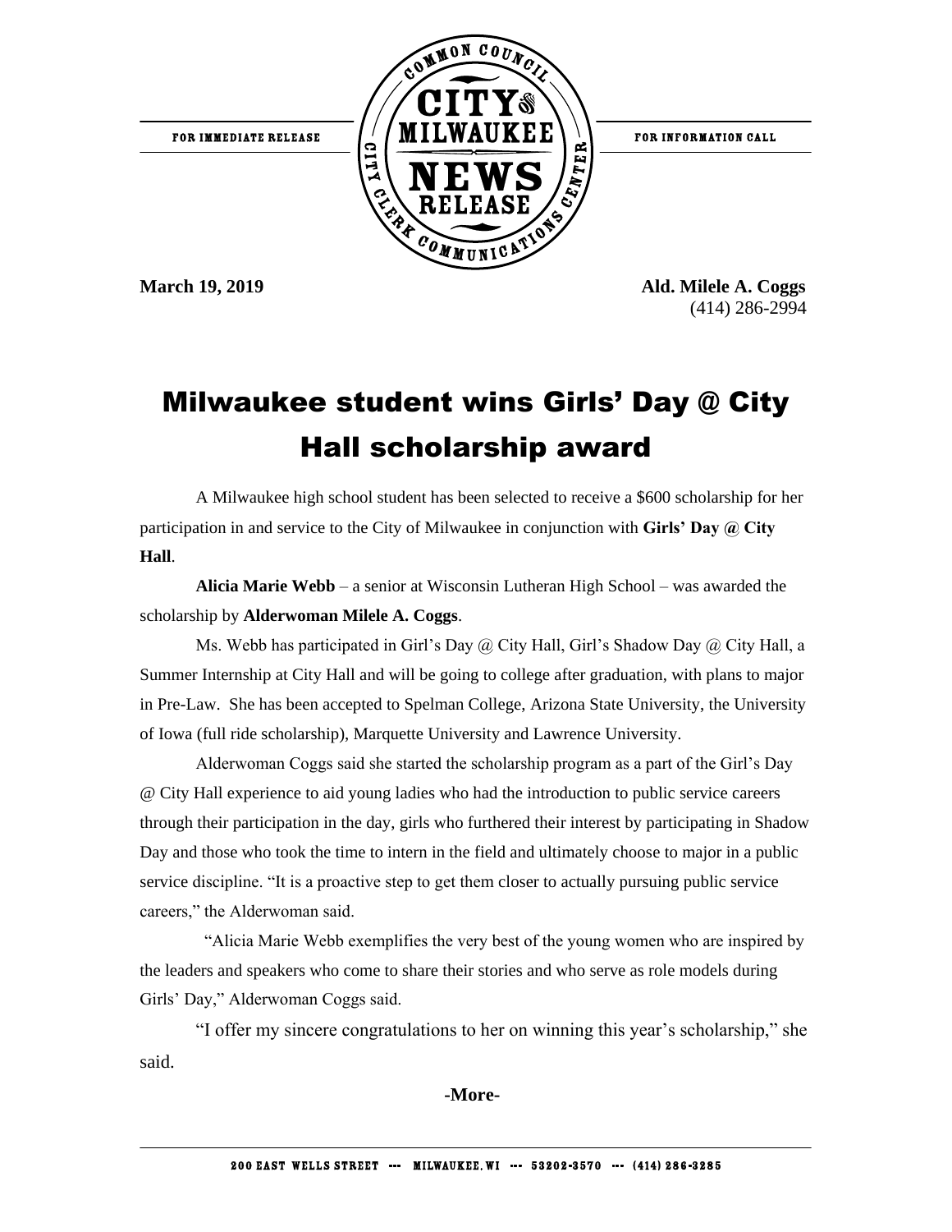FOR IMMEDIATE RELEASE

FOR INFORMATION CALL

**March 19, 2019**

**Ald. Milele A. Coggs**
(414) 286-2994

# Milwaukee student wins Girls' Day @ City Hall scholarship award

A Milwaukee high school student has been selected to receive a $600 scholarship for her participation in and service to the City of Milwaukee in conjunction with **Girls' Day @ City Hall**.

**Alicia Marie Webb** – a senior at Wisconsin Lutheran High School – was awarded the scholarship by **Alderwoman Milele A. Coggs**.

Ms. Webb has participated in Girl's Day @ City Hall, Girl's Shadow Day @ City Hall, a Summer Internship at City Hall and will be going to college after graduation, with plans to major in Pre-Law. She has been accepted to Spelman College, Arizona State University, the University of Iowa (full ride scholarship), Marquette University and Lawrence University.

Alderwoman Coggs said she started the scholarship program as a part of the Girl's Day @ City Hall experience to aid young ladies who had the introduction to public service careers through their participation in the day, girls who furthered their interest by participating in Shadow Day and those who took the time to intern in the field and ultimately choose to major in a public service discipline. "It is a proactive step to get them closer to actually pursuing public service careers," the Alderwoman said.

"Alicia Marie Webb exemplifies the very best of the young women who are inspired by the leaders and speakers who come to share their stories and who serve as role models during Girls' Day," Alderwoman Coggs said.

"I offer my sincere congratulations to her on winning this year's scholarship," she said.

**-More-**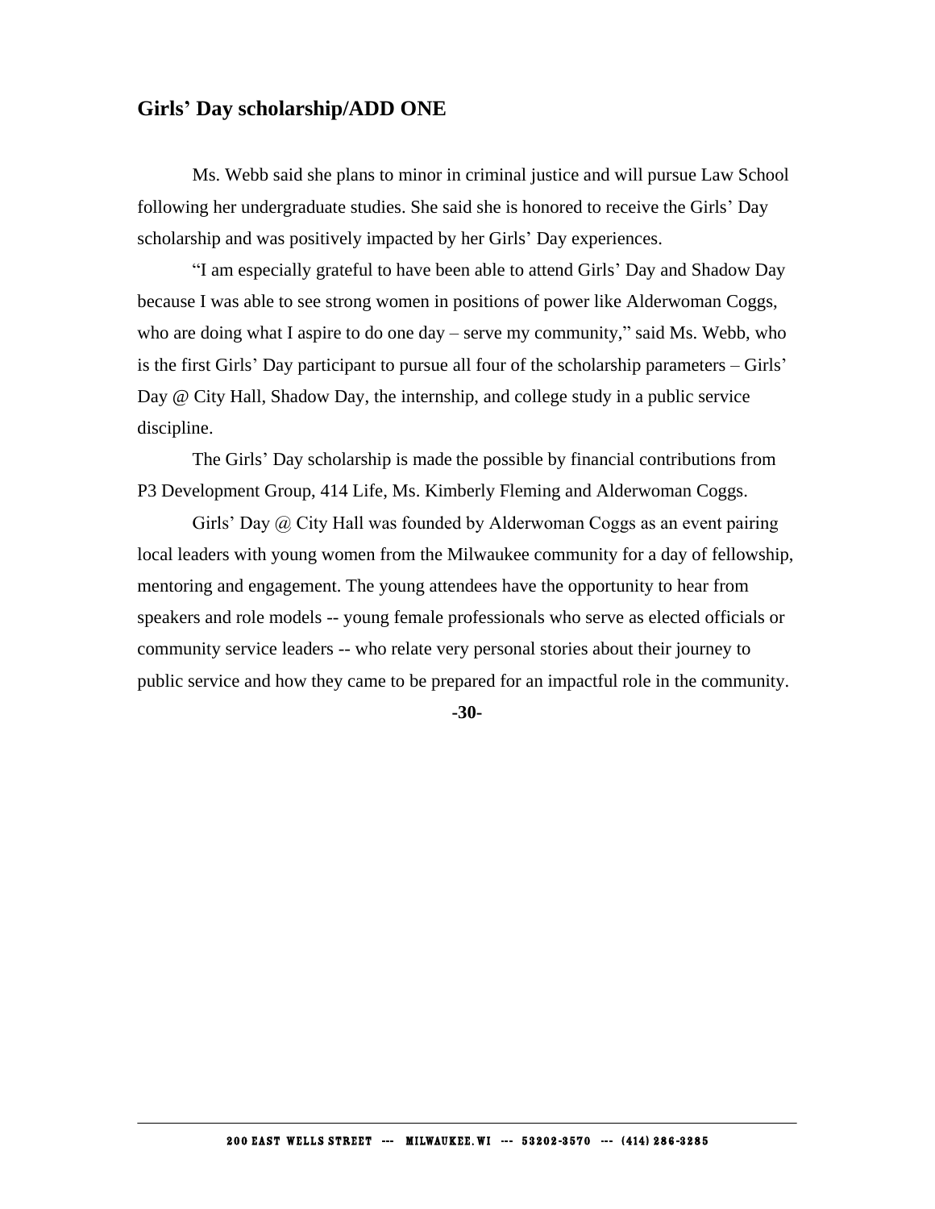**Girls' Day scholarship/ADD ONE**

Ms. Webb said she plans to minor in criminal justice and will pursue Law School following her undergraduate studies. She said she is honored to receive the Girls' Day scholarship and was positively impacted by her Girls' Day experiences.

"I am especially grateful to have been able to attend Girls' Day and Shadow Day because I was able to see strong women in positions of power like Alderwoman Coggs, who are doing what I aspire to do one day – serve my community," said Ms. Webb, who is the first Girls' Day participant to pursue all four of the scholarship parameters – Girls' Day @ City Hall, Shadow Day, the internship, and college study in a public service discipline.

The Girls' Day scholarship is made the possible by financial contributions from P3 Development Group, 414 Life, Ms. Kimberly Fleming and Alderwoman Coggs.

Girls' Day @ City Hall was founded by Alderwoman Coggs as an event pairing local leaders with young women from the Milwaukee community for a day of fellowship, mentoring and engagement. The young attendees have the opportunity to hear from speakers and role models -- young female professionals who serve as elected officials or community service leaders -- who relate very personal stories about their journey to public service and how they came to be prepared for an impactful role in the community.

**-30-**

200 EAST WELLS STREET --- MILWAUKEE, WI --- 53202-3570 --- (414) 286-3285